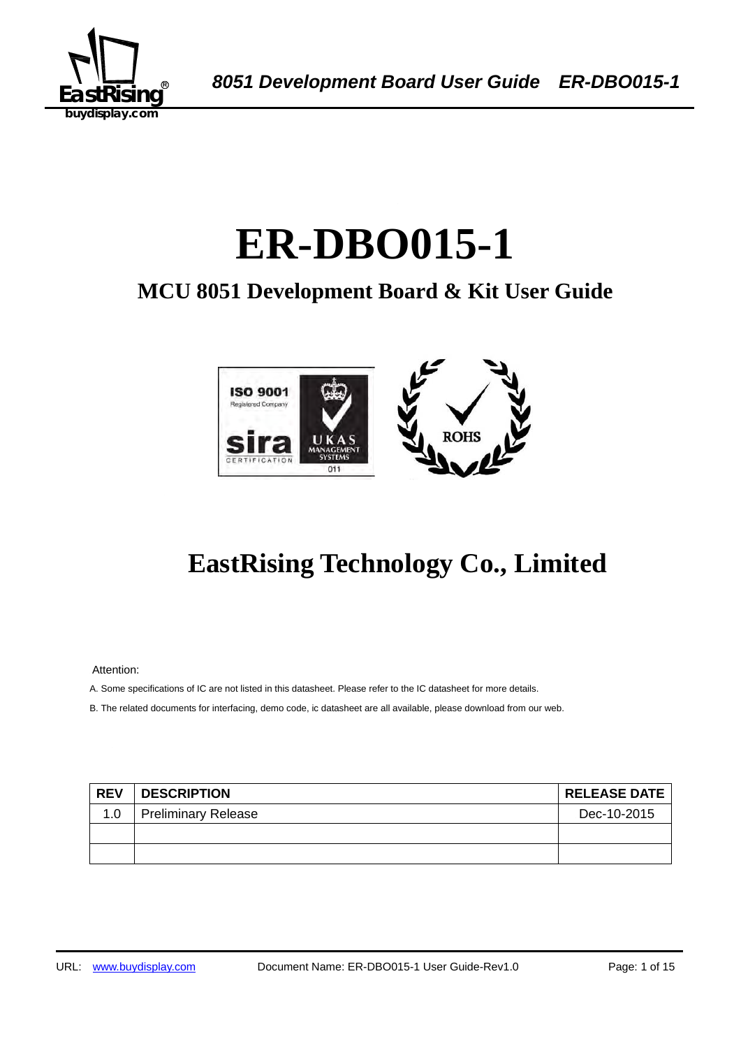# ER-DBO015-1

## MCU 8051 Development Board & Kit User Guide

## EastRising Technology Co., Limited

Attention:

A. Some specifications of IC are not listed in this datasheet. Please refer to the IC datasheet for more details.

B. The related documents for interfacing, demo code, ic datasheet are all available, please download from our web.

| REV | DESCRIPTION | RELEASE DATE |
|---|---|---|
| 1.0 | Preliminary Release | Dec-10-2015 |
| | | |
| | | |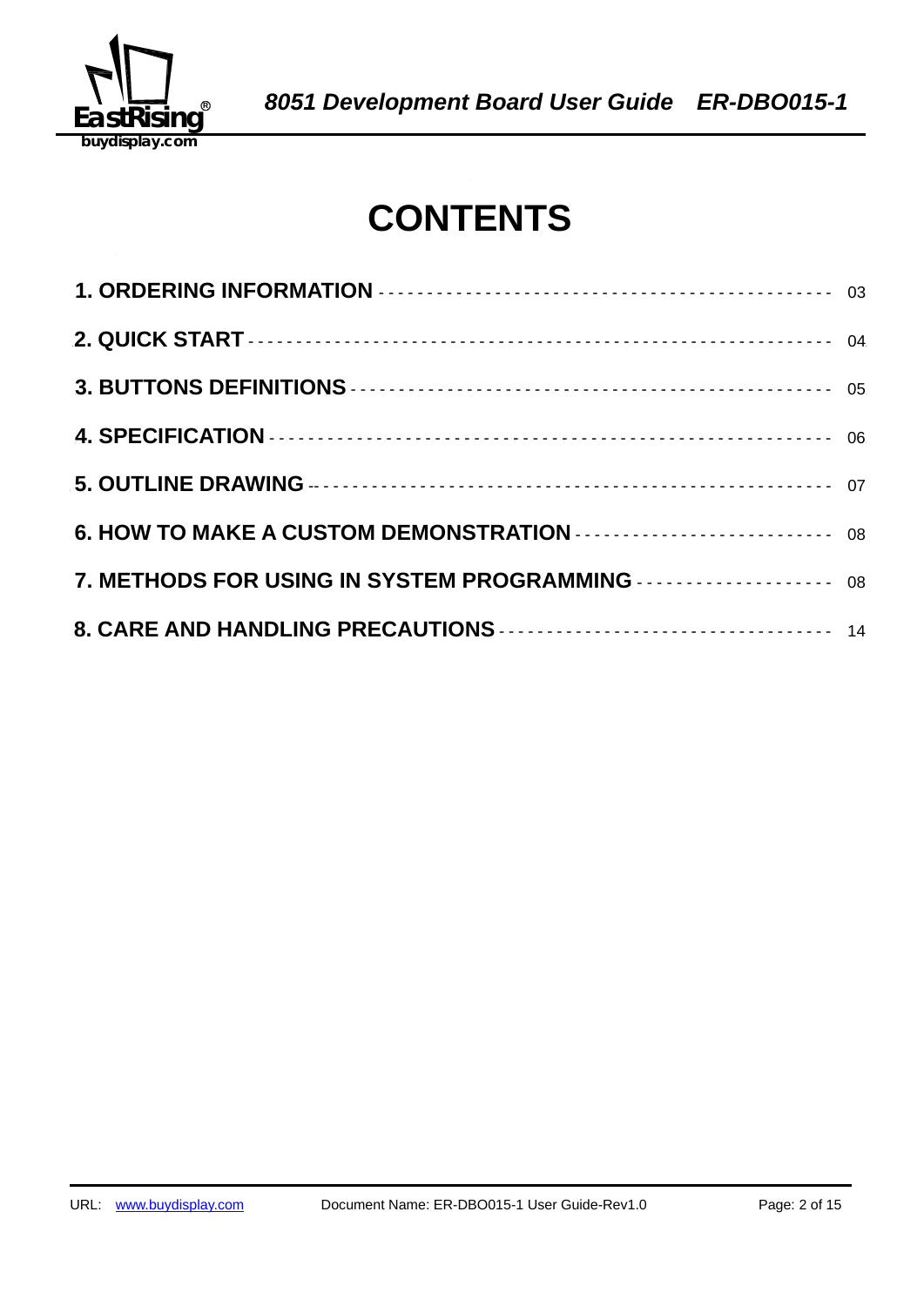# CONTENTS

**1. ORDERING INFORMATION** ---------------------------------------------- 03

**2. QUICK START** ---------------------------------------------------------- 04

**3. BUTTONS DEFINITIONS** ---------------------------------------------- 05

**4. SPECIFICATION** ----------------------------------------------------- 06

**5. OUTLINE DRAWING** -------------------------------------------------- 07

**6. HOW TO MAKE A CUSTOM DEMONSTRATION** -------------------------- 08

**7. METHODS FOR USING IN SYSTEM PROGRAMMING** -------------------- 08

**8. CARE AND HANDLING PRECAUTIONS** -------------------------------- 14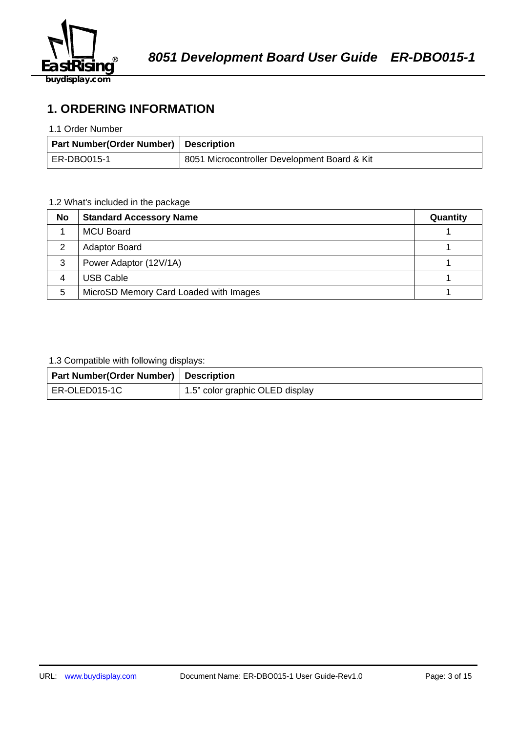# 1. ORDERING INFORMATION

1.1 Order Number

| Part Number(Order Number) | Description |
|---|---|
| ER-DBO015-1 | 8051 Microcontroller Development Board & Kit |

1.2 What's included in the package

| No | Standard Accessory Name | Quantity |
|---|---|---|
| 1 | MCU Board | 1 |
| 2 | Adaptor Board | 1 |
| 3 | Power Adaptor (12V/1A) | 1 |
| 4 | USB Cable | 1 |
| 5 | MicroSD Memory Card Loaded with Images | 1 |

1.3 Compatible with following displays:

| Part Number(Order Number) | Description |
|---|---|
| ER-OLED015-1C | 1.5" color graphic OLED display |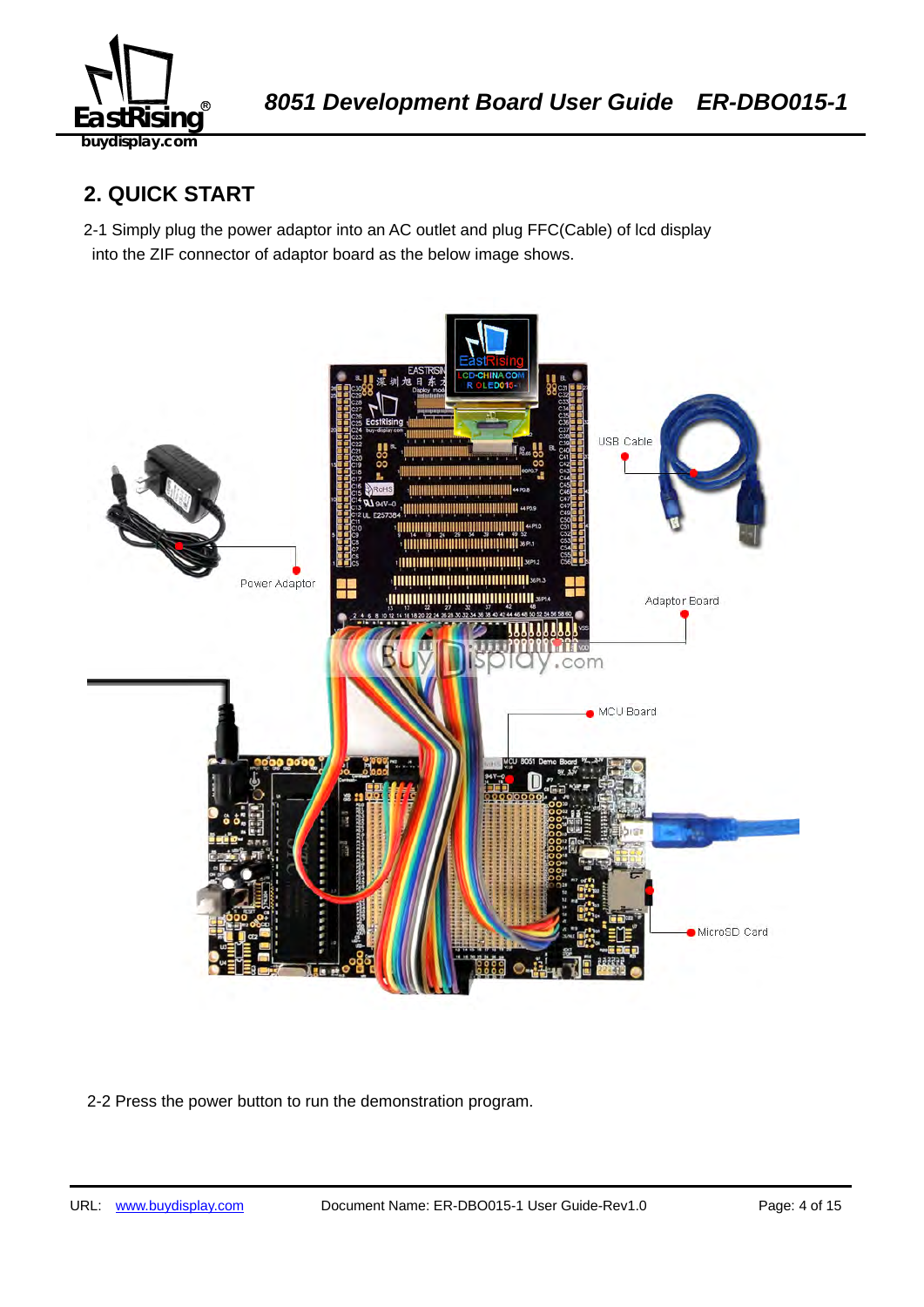## 2. QUICK START

2-1 Simply plug the power adaptor into an AC outlet and plug FFC(Cable) of lcd display into the ZIF connector of adaptor board as the below image shows.

2-2 Press the power button to run the demonstration program.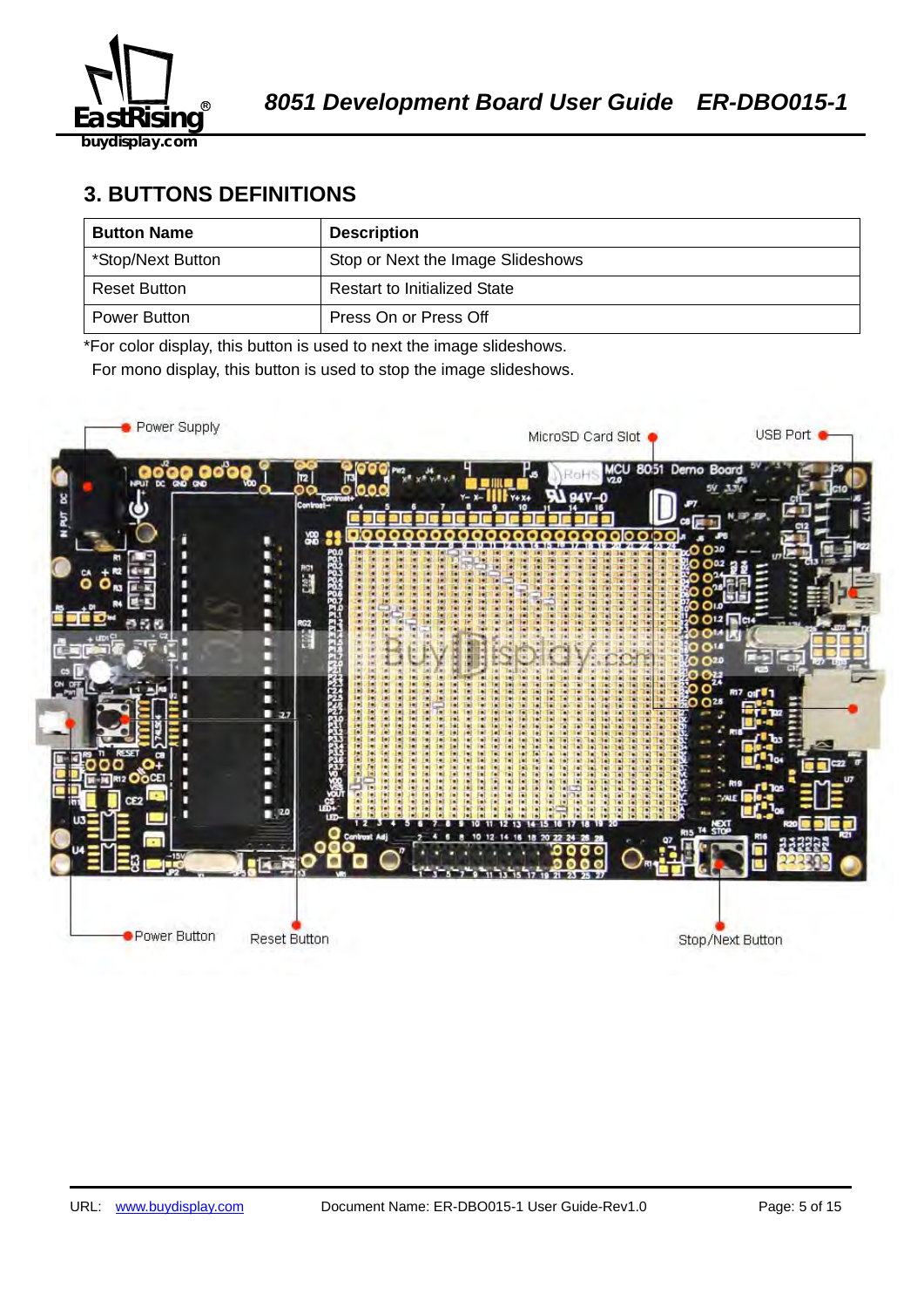## 3. BUTTONS DEFINITIONS

| Button Name | Description |
|---|---|
| *Stop/Next Button | Stop or Next the Image Slideshows |
| Reset Button | Restart to Initialized State |
| Power Button | Press On or Press Off |

*For color display, this button is used to next the image slideshows.
For mono display, this button is used to stop the image slideshows.

Power Supply

MicroSD Card Slot

USB Port

Power Button

Reset Button

Stop/Next Button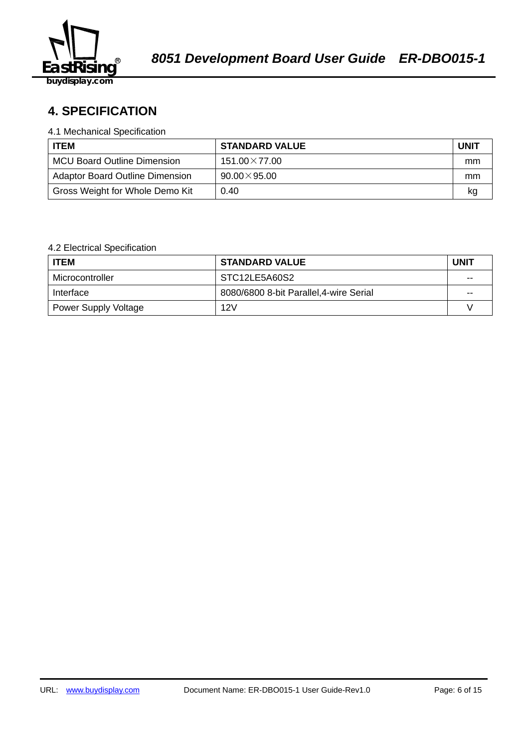## 4. SPECIFICATION

4.1 Mechanical Specification

| ITEM | STANDARD VALUE | UNIT |
|---|---|---|
| MCU Board Outline Dimension | 151.00×77.00 | mm |
| Adaptor Board Outline Dimension | 90.00×95.00 | mm |
| Gross Weight for Whole Demo Kit | 0.40 | kg |

4.2 Electrical Specification

| ITEM | STANDARD VALUE | UNIT |
|---|---|---|
| Microcontroller | STC12LE5A60S2 | -- |
| Interface | 8080/6800 8-bit Parallel,4-wire Serial | -- |
| Power Supply Voltage | 12V | V |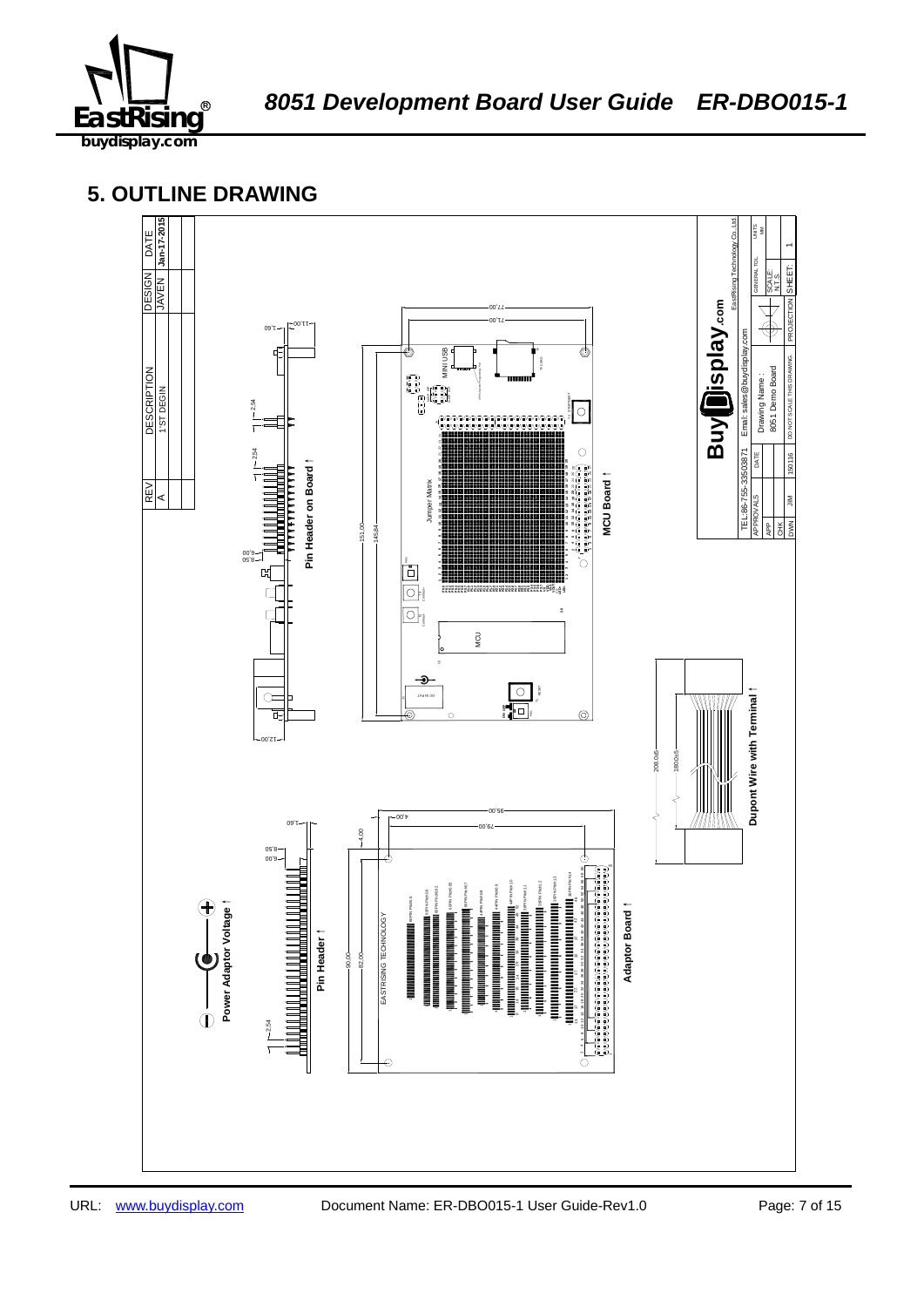## 5. OUTLINE DRAWING

| REV | DESCRIPTION | DESIGN | DATE |
|---|---|---|---|
| A | 1'ST DEGIN | JAVEN | Jan-17-2015 |

Pin Header on Board

MCU Board

Jumper Matrix

MINI USB

MCU

Dupont Wire with Terminal

Power Adaptor Voltage

Pin Header

Adaptor Board

EASTRISING TECHNOLOGY

77.00
71.00
151.00
145.84
11.00
1.60
2.54
6.00
8.50
12.00
95.00
79.00
4.00
90.00
82.00
208.0±5
180.0±5

BuyDisplay.com

TEL:86-755-33503871 Email: sales@buydisplay.com EastRising Technology Co.,Ltd.

| APPROVALS | DATE | Drawing Name : 8051 Demo Board | GENERAL TOL. | UNITS MM |
|---|---|---|---|---|
| APP | | | SCALE N.T.S. | |
| CHK | | | | |
| DWN JIM | 150116 | DO NOT SCALE THIS DRAWING. | PROJECTION | SHEET: 1 |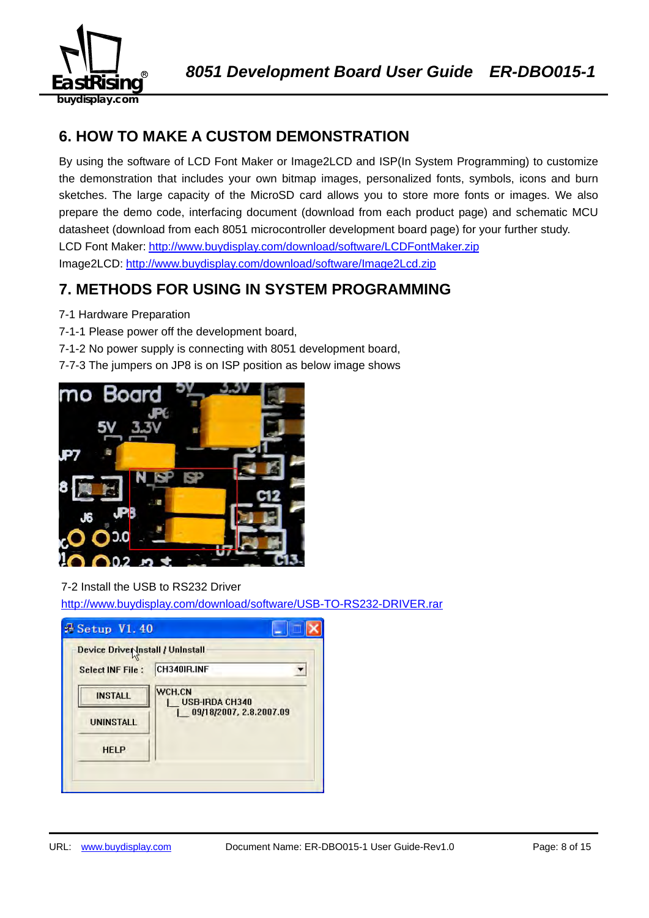## 6. HOW TO MAKE A CUSTOM DEMONSTRATION

By using the software of LCD Font Maker or Image2LCD and ISP(In System Programming) to customize the demonstration that includes your own bitmap images, personalized fonts, symbols, icons and burn sketches. The large capacity of the MicroSD card allows you to store more fonts or images. We also prepare the demo code, interfacing document (download from each product page) and schematic MCU datasheet (download from each 8051 microcontroller development board page) for your further study.

LCD Font Maker: http://www.buydisplay.com/download/software/LCDFontMaker.zip

Image2LCD: http://www.buydisplay.com/download/software/Image2Lcd.zip

## 7. METHODS FOR USING IN SYSTEM PROGRAMMING

7-1 Hardware Preparation

7-1-1 Please power off the development board,

7-1-2 No power supply is connecting with 8051 development board,

7-7-3 The jumpers on JP8 is on ISP position as below image shows

7-2 Install the USB to RS232 Driver

http://www.buydisplay.com/download/software/USB-TO-RS232-DRIVER.rar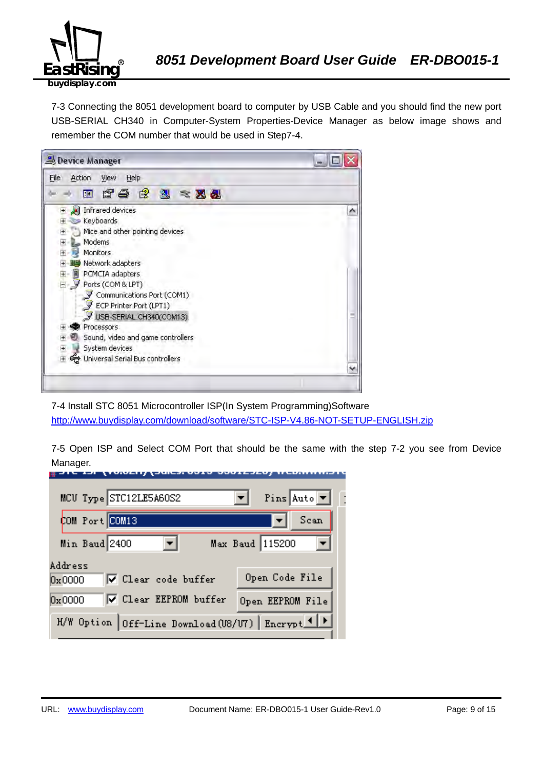7-3 Connecting the 8051 development board to computer by USB Cable and you should find the new port USB-SERIAL CH340 in Computer-System Properties-Device Manager as below image shows and remember the COM number that would be used in Step7-4.

7-4 Install STC 8051 Microcontroller ISP(In System Programming)Software
http://www.buydisplay.com/download/software/STC-ISP-V4.86-NOT-SETUP-ENGLISH.zip

7-5 Open ISP and Select COM Port that should be the same with the step 7-2 you see from Device Manager.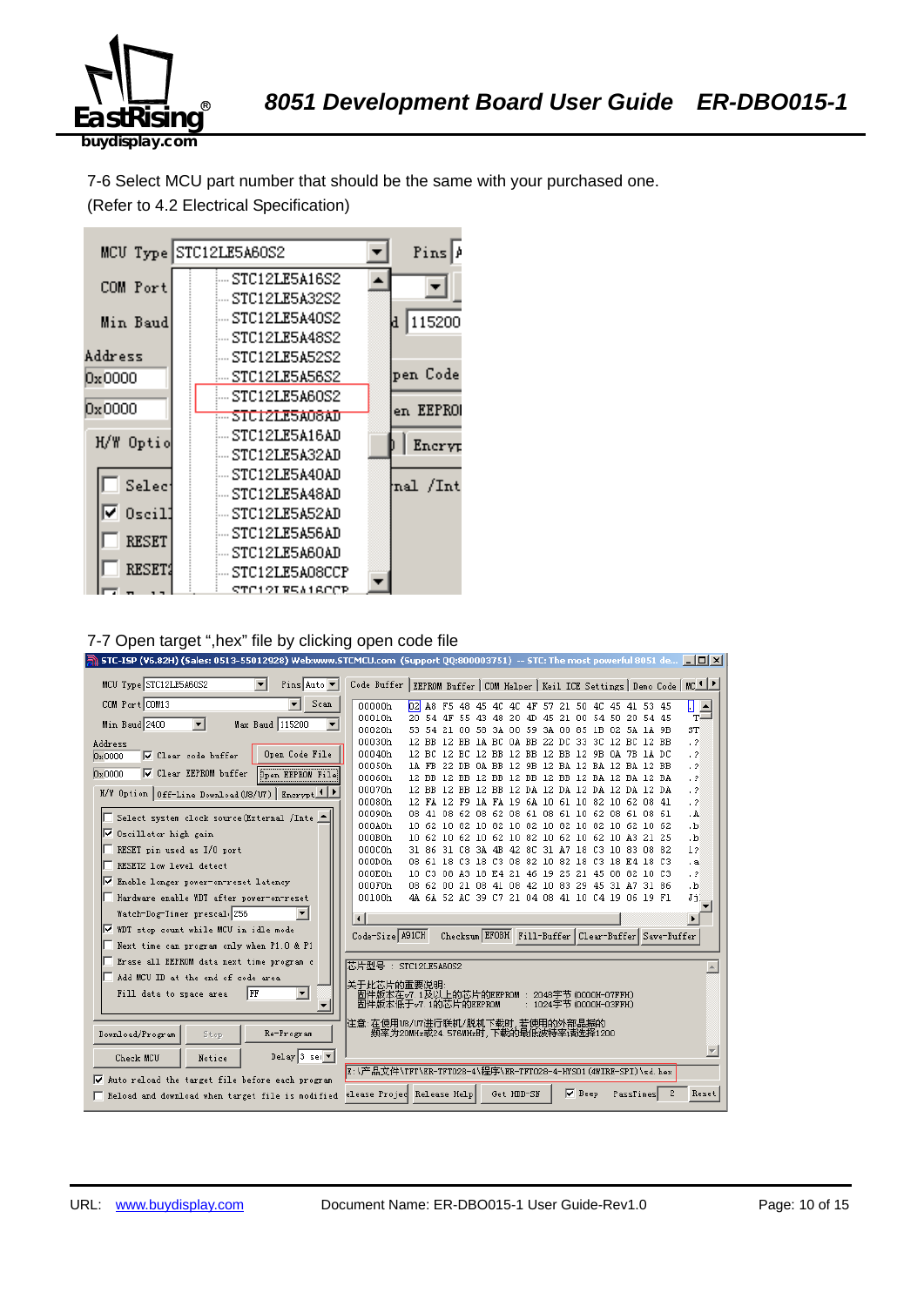7-6 Select MCU part number that should be the same with your purchased one.
(Refer to 4.2 Electrical Specification)

7-7 Open target ",hex" file by clicking open code file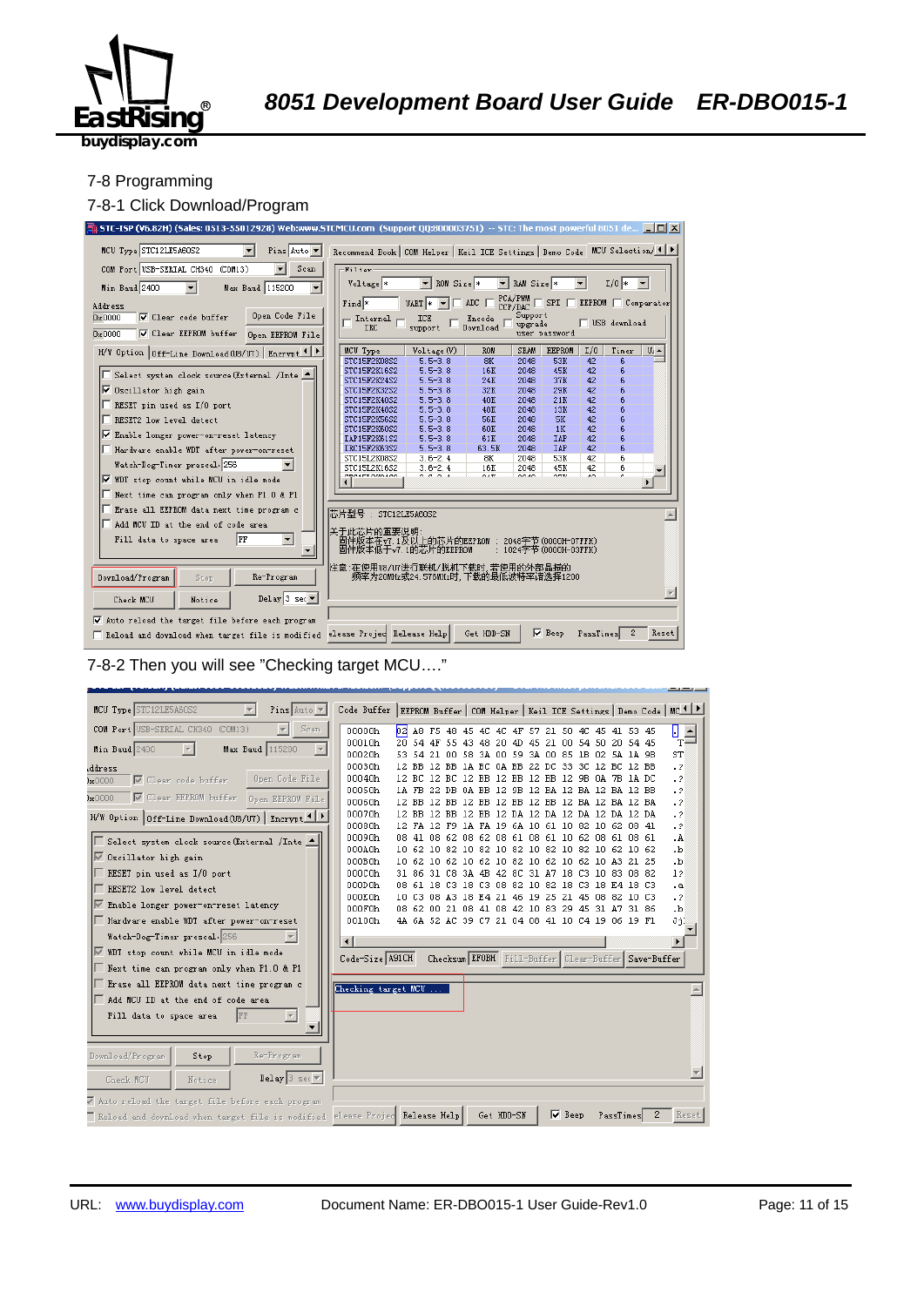7-8 Programming

7-8-1 Click Download/Program

7-8-2 Then you will see "Checking target MCU…."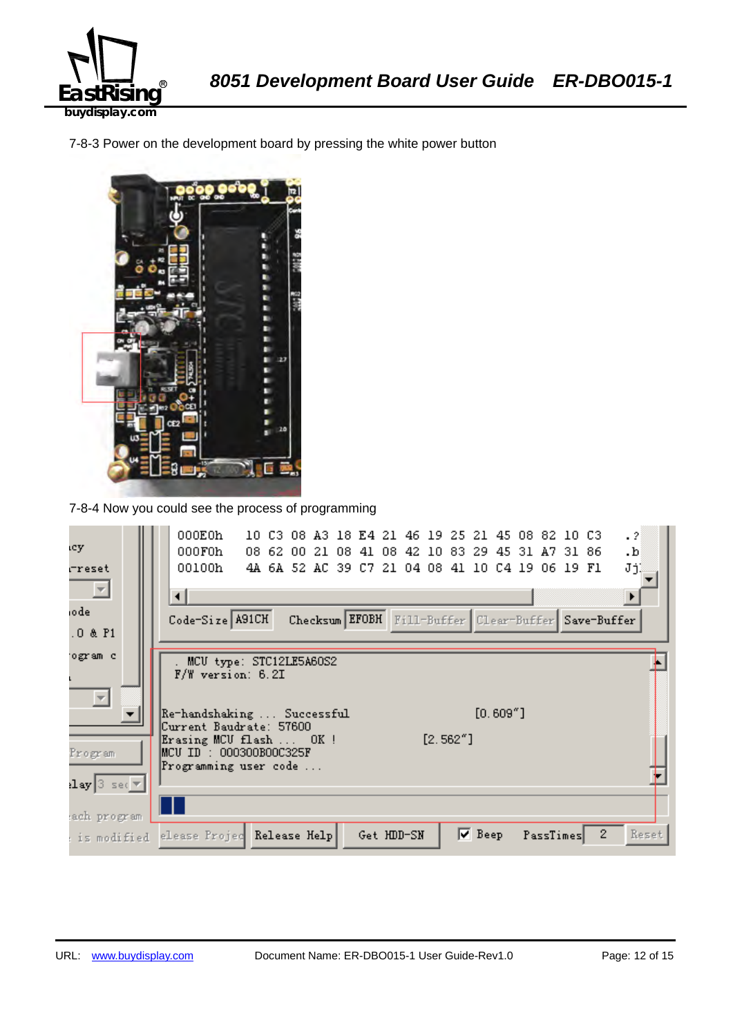7-8-3 Power on the development board by pressing the white power button

7-8-4 Now you could see the process of programming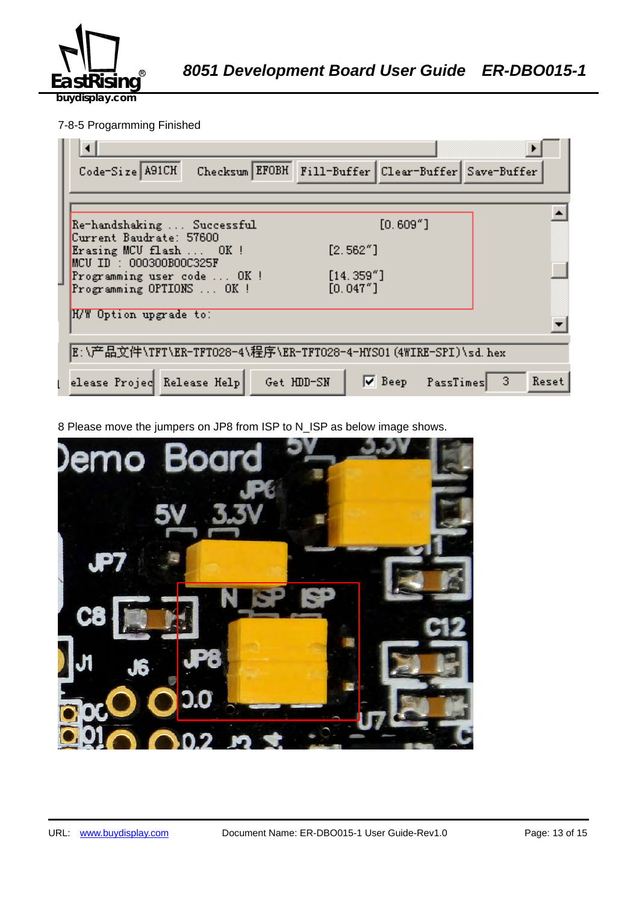7-8-5 Progarmming Finished

8 Please move the jumpers on JP8 from ISP to N_ISP as below image shows.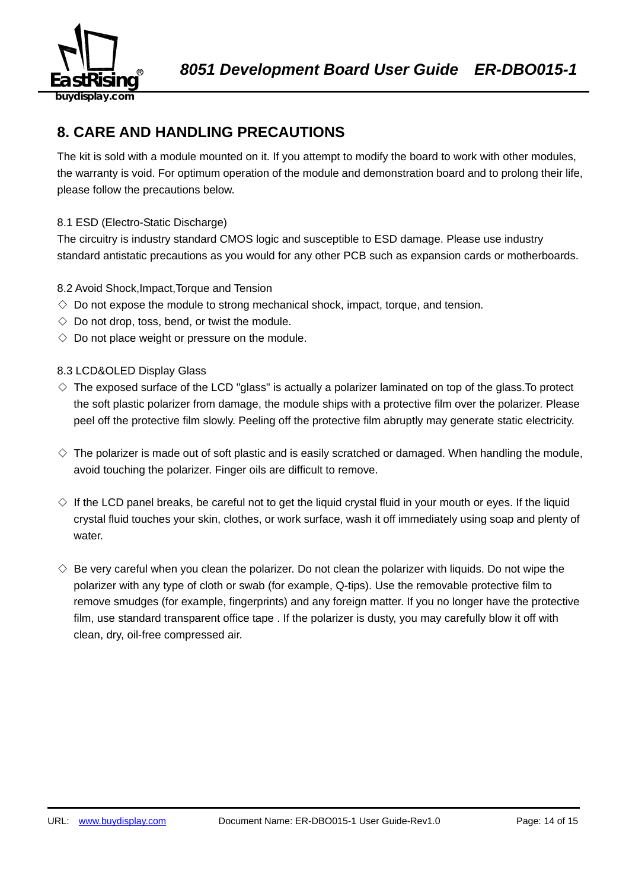## 8. CARE AND HANDLING PRECAUTIONS

The kit is sold with a module mounted on it. If you attempt to modify the board to work with other modules, the warranty is void. For optimum operation of the module and demonstration board and to prolong their life, please follow the precautions below.

8.1 ESD (Electro-Static Discharge)

The circuitry is industry standard CMOS logic and susceptible to ESD damage. Please use industry standard antistatic precautions as you would for any other PCB such as expansion cards or motherboards.

8.2 Avoid Shock,Impact,Torque and Tension

◇ Do not expose the module to strong mechanical shock, impact, torque, and tension.

◇ Do not drop, toss, bend, or twist the module.

◇ Do not place weight or pressure on the module.

8.3 LCD&OLED Display Glass

◇ The exposed surface of the LCD "glass" is actually a polarizer laminated on top of the glass.To protect the soft plastic polarizer from damage, the module ships with a protective film over the polarizer. Please peel off the protective film slowly. Peeling off the protective film abruptly may generate static electricity.

◇ The polarizer is made out of soft plastic and is easily scratched or damaged. When handling the module, avoid touching the polarizer. Finger oils are difficult to remove.

◇ If the LCD panel breaks, be careful not to get the liquid crystal fluid in your mouth or eyes. If the liquid crystal fluid touches your skin, clothes, or work surface, wash it off immediately using soap and plenty of water.

◇ Be very careful when you clean the polarizer. Do not clean the polarizer with liquids. Do not wipe the polarizer with any type of cloth or swab (for example, Q-tips). Use the removable protective film to remove smudges (for example, fingerprints) and any foreign matter. If you no longer have the protective film, use standard transparent office tape . If the polarizer is dusty, you may carefully blow it off with clean, dry, oil-free compressed air.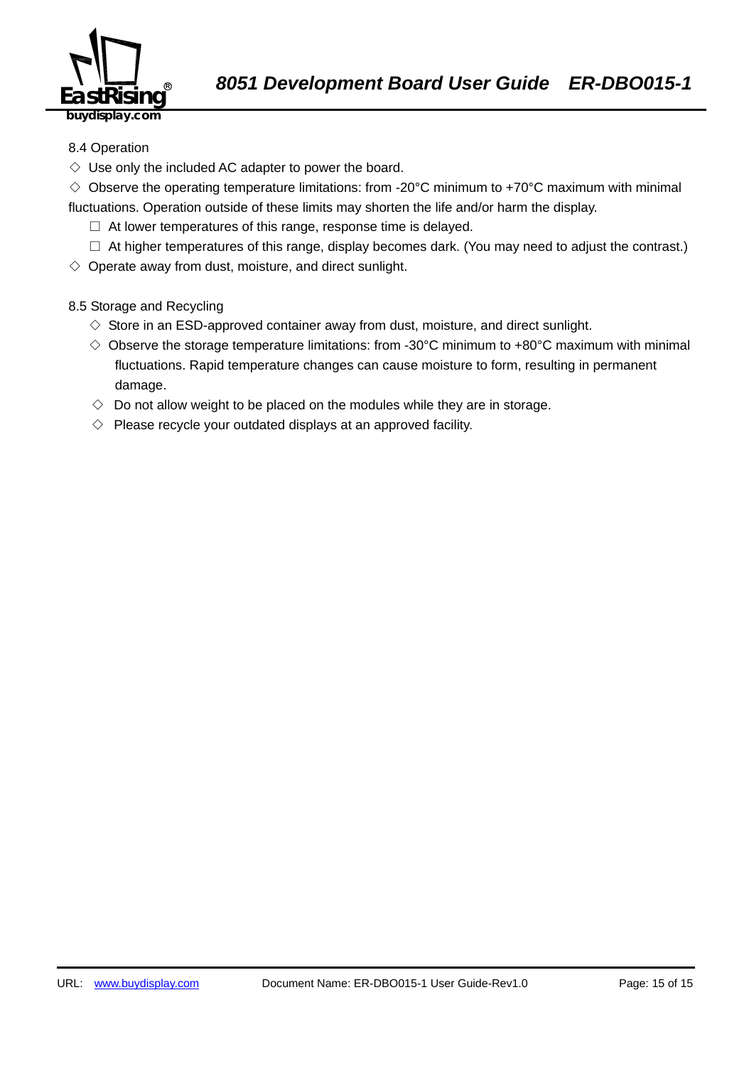8.4 Operation

◇ Use only the included AC adapter to power the board.

◇ Observe the operating temperature limitations: from -20°C minimum to +70°C maximum with minimal fluctuations. Operation outside of these limits may shorten the life and/or harm the display.

- □ At lower temperatures of this range, response time is delayed.
- □ At higher temperatures of this range, display becomes dark. (You may need to adjust the contrast.)

◇ Operate away from dust, moisture, and direct sunlight.

8.5 Storage and Recycling

- ◇ Store in an ESD-approved container away from dust, moisture, and direct sunlight.
- ◇ Observe the storage temperature limitations: from -30°C minimum to +80°C maximum with minimal fluctuations. Rapid temperature changes can cause moisture to form, resulting in permanent damage.
- ◇ Do not allow weight to be placed on the modules while they are in storage.
- ◇ Please recycle your outdated displays at an approved facility.